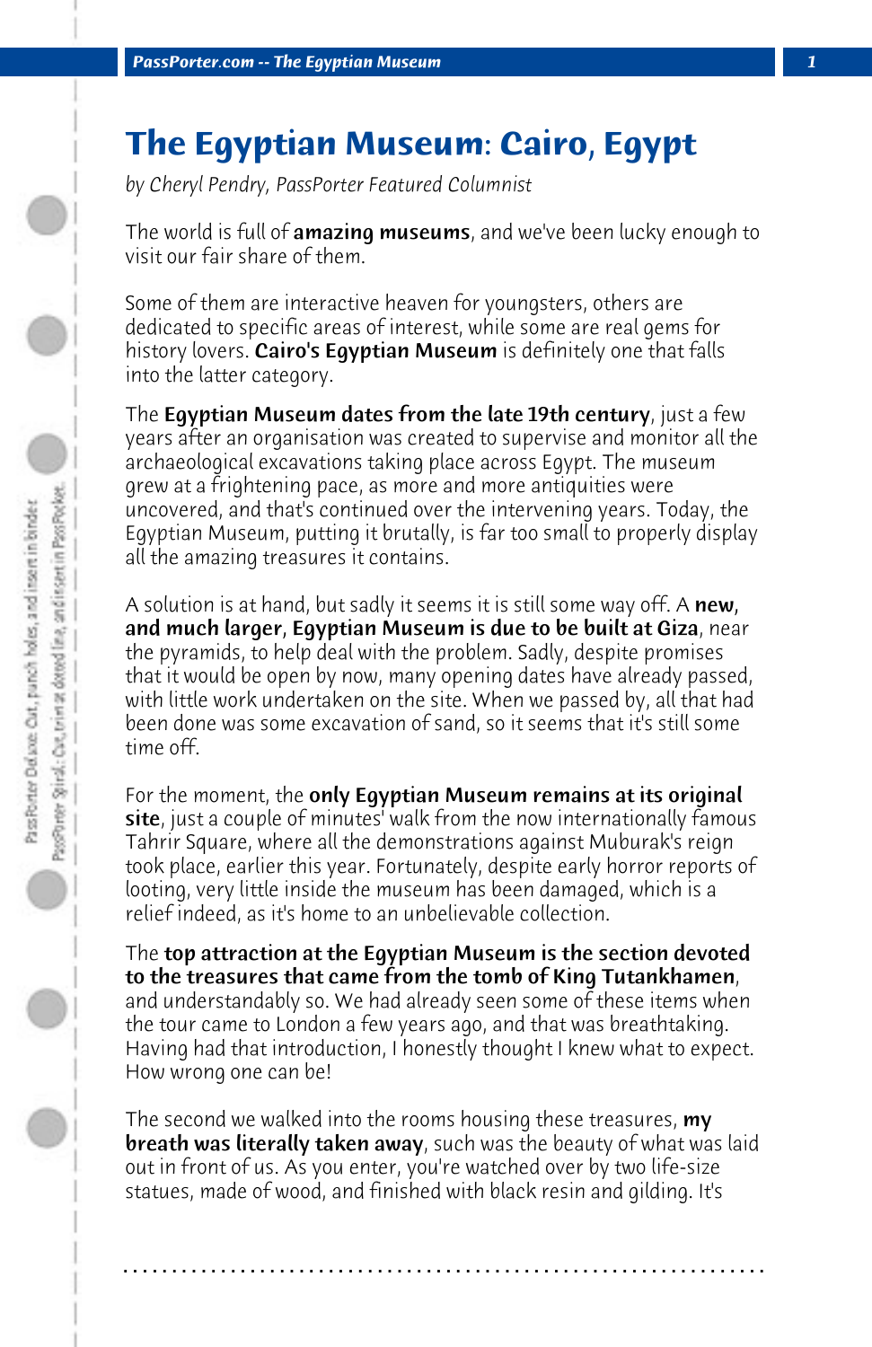# The Egyptian Museum: Cairo, Egypt

*by Cheryl Pendry, PassPorter Featured Columnist*

The world is full of **amazing museums**, and we've been lucky enough to visit our fair share of them.

Some of them are interactive heaven for youngsters, others are dedicated to specific areas of interest, while some are real gems for history lovers. **Cairo's Egyptian Museum** is definitely one that falls into the latter category.

The **Egyptian Museum dates from the late 19th century**, just a few years after an organisation was created to supervise and monitor all the archaeological excavations taking place across Egypt. The museum grew at a frightening pace, as more and more antiquities were uncovered, and that's continued over the intervening years. Today, the Egyptian Museum, putting it brutally, is far too small to properly display all the amazing treasures it contains.

A solution is at hand, but sadly it seems it is still some way off. A **new, and much larger, Egyptian Museum is due to be built at Giza**, near the pyramids, to help deal with the problem. Sadly, despite promises that it would be open by now, many opening dates have already passed, with little work undertaken on the site. When we passed by, all that had been done was some excavation of sand, so it seems that it's still some time off.

For the moment, the **only Egyptian Museum remains at its original site**, just a couple of minutes' walk from the now internationally famous Tahrir Square, where all the demonstrations against Muburak's reign took place, earlier this year. Fortunately, despite early horror reports of looting, very little inside the museum has been damaged, which is a relief indeed, as it's home to an unbelievable collection.

The **top attraction at the Egyptian Museum is the section devoted to the treasures that came from the tomb of King Tutankhamen**, and understandably so. We had already seen some of these items when the tour came to London a few years ago, and that was breathtaking. Having had that introduction, I honestly thought I knew what to expect. How wrong one can be!

The second we walked into the rooms housing these treasures, **my breath was literally taken away**, such was the beauty of what was laid out in front of us. As you enter, you're watched over by two life-size statues, made of wood, and finished with black resin and gilding. It's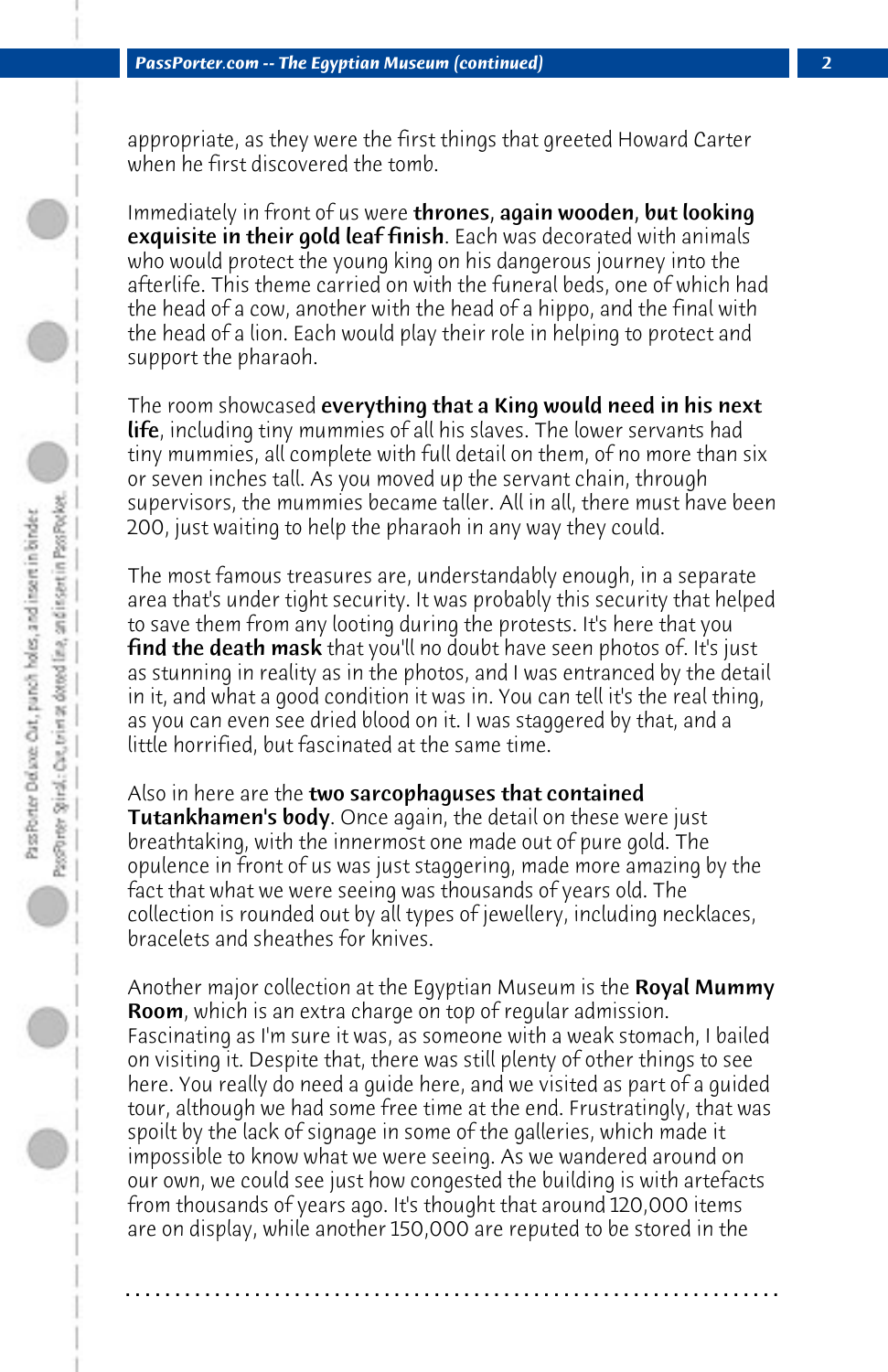appropriate, as they were the first things that greeted Howard Carter when he first discovered the tomb.

Immediately in front of us were **thrones**, **again wooden**, **but looking exquisite in their gold leaf finish**. Each was decorated with animals who would protect the young king on his dangerous journey into the afterlife. This theme carried on with the funeral beds, one of which had the head of a cow, another with the head of a hippo, and the final with the head of a lion. Each would play their role in helping to protect and support the pharaoh.

The room showcased **everything that a King would need in his next life**, including tiny mummies of all his slaves. The lower servants had tiny mummies, all complete with full detail on them, of no more than six or seven inches tall. As you moved up the servant chain, through supervisors, the mummies became taller. All in all, there must have been 200, just waiting to help the pharaoh in any way they could.

The most famous treasures are, understandably enough, in a separate area that's under tight security. It was probably this security that helped to save them from any looting during the protests. It's here that you **find the death mask** that you'll no doubt have seen photos of. It's just as stunning in reality as in the photos, and I was entranced by the detail in it, and what a good condition it was in. You can tell it's the real thing, as you can even see dried blood on it. I was staggered by that, and a little horrified, but fascinated at the same time.

Also in here are the **two sarcophaguses that contained Tutankhamen's body**. Once again, the detail on these were just breathtaking, with the innermost one made out of pure gold. The opulence in front of us was just staggering, made more amazing by the fact that what we were seeing was thousands of years old. The collection is rounded out by all types of jewellery, including necklaces, bracelets and sheathes for knives.

Another major collection at the Egyptian Museum is the **Royal Mummy Room**, which is an extra charge on top of regular admission. Fascinating as I'm sure it was, as someone with a weak stomach, I bailed on visiting it. Despite that, there was still plenty of other things to see here. You really do need a guide here, and we visited as part of a guided tour, although we had some free time at the end. Frustratingly, that was spoilt by the lack of signage in some of the galleries, which made it impossible to know what we were seeing. As we wandered around on our own, we could see just how congested the building is with artefacts from thousands of years ago. It's thought that around 120,000 items are on display, while another 150,000 are reputed to be stored in the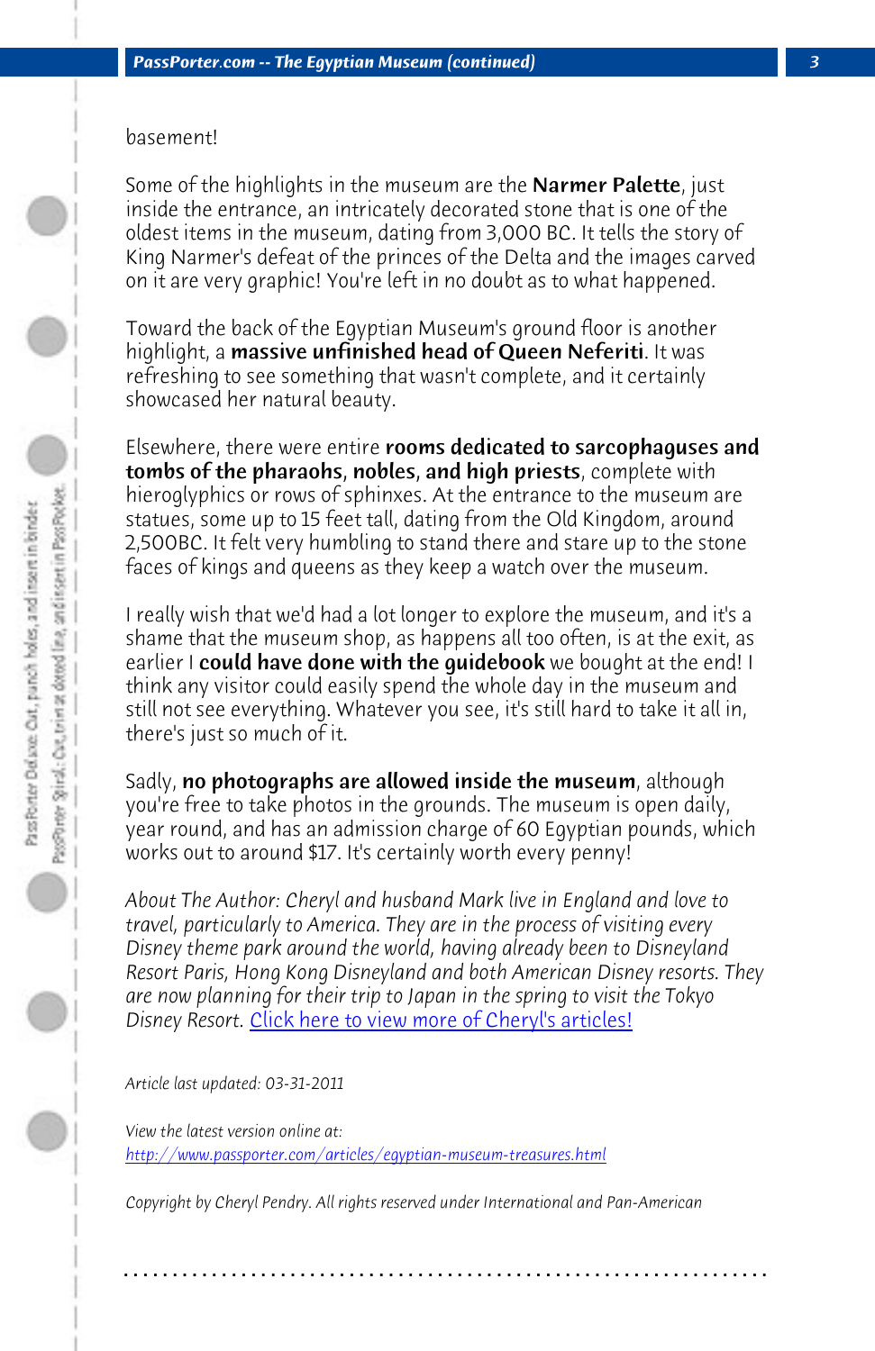basement!

Some of the highlights in the museum are the **Narmer Palette**, just inside the entrance, an intricately decorated stone that is one of the oldest items in the museum, dating from 3,000 BC. It tells the story of King Narmer's defeat of the princes of the Delta and the images carved on it are very graphic! You're left in no doubt as to what happened.

Toward the back of the Egyptian Museum's ground floor is another highlight, a **massive unfinished head of Queen Neferiti**. It was refreshing to see something that wasn't complete, and it certainly showcased her natural beauty.

Elsewhere, there were entire **rooms dedicated to sarcophaguses and tombs of the pharaohs, nobles, and high priests**, complete with hieroglyphics or rows of sphinxes. At the entrance to the museum are statues, some up to 15 feet tall, dating from the Old Kingdom, around 2,500BC. It felt very humbling to stand there and stare up to the stone faces of kings and queens as they keep a watch over the museum.

I really wish that we'd had a lot longer to explore the museum, and it's a shame that the museum shop, as happens all too often, is at the exit, as earlier I **could have done with the guidebook** we bought at the end! I think any visitor could easily spend the whole day in the museum and still not see everything. Whatever you see, it's still hard to take it all in, there's just so much of it.

Sadly, **no photographs are allowed inside the museum**, although you're free to take photos in the grounds. The museum is open daily, year round, and has an admission charge of 60 Egyptian pounds, which works out to around $17. It's certainly worth every penny!

*About The Author: Cheryl and husband Mark live in England and love to travel, particularly to America. They are in the process of visiting every Disney theme park around the world, having already been to Disneyland Resort Paris, Hong Kong Disneyland and both American Disney resorts. They are now planning for their trip to Japan in the spring to visit the Tokyo Disney Resort.* [Click here to view more of Cheryl's articles!]

*Article last updated: 03-31-2011*

*View the latest version online at:*
*http://www.passporter.com/articles/egyptian-museum-treasures.html*

*Copyright by Cheryl Pendry. All rights reserved under International and Pan-American*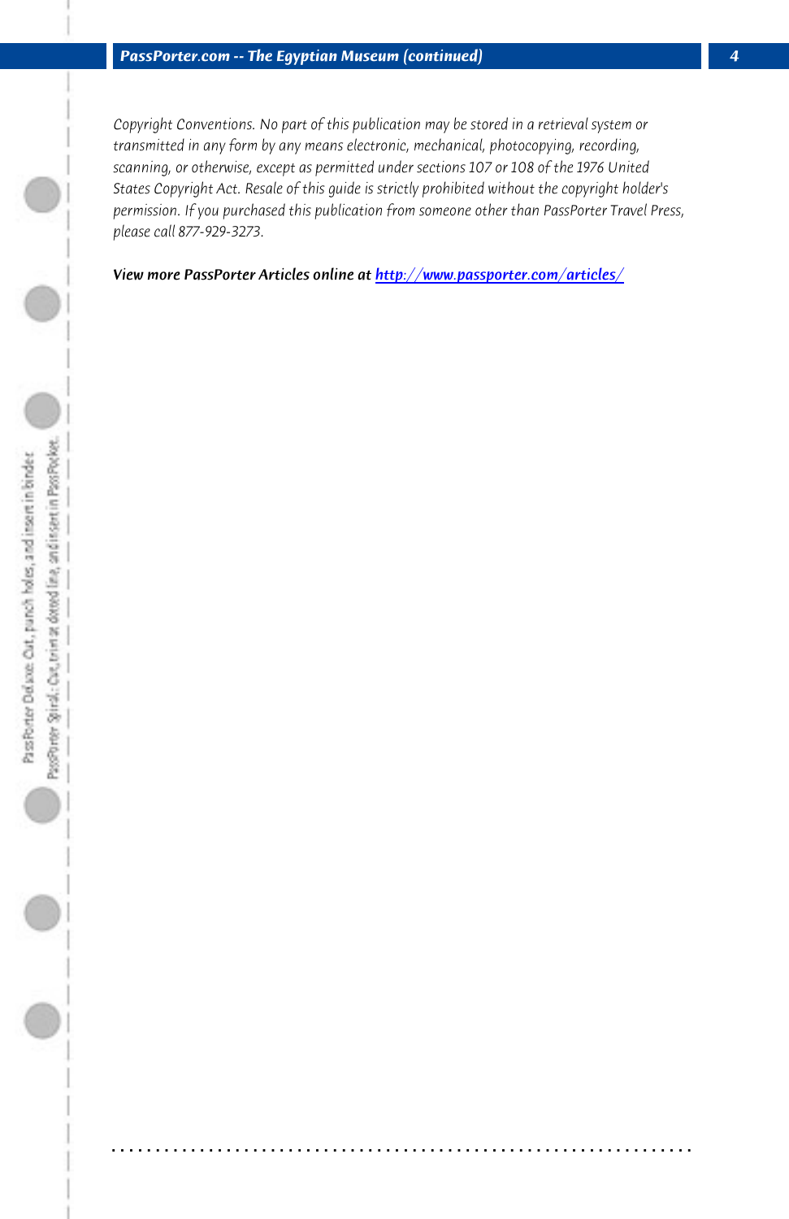*Copyright Conventions. No part of this publication may be stored in a retrieval system or transmitted in any form by any means electronic, mechanical, photocopying, recording, scanning, or otherwise, except as permitted under sections 107 or 108 of the 1976 United States Copyright Act. Resale of this guide is strictly prohibited without the copyright holder's permission. If you purchased this publication from someone other than PassPorter Travel Press, please call 877-929-3273.*

**View more PassPorter Articles online at [http://www.passporter.com/articles/](http://www.passporter.com/articles/)**